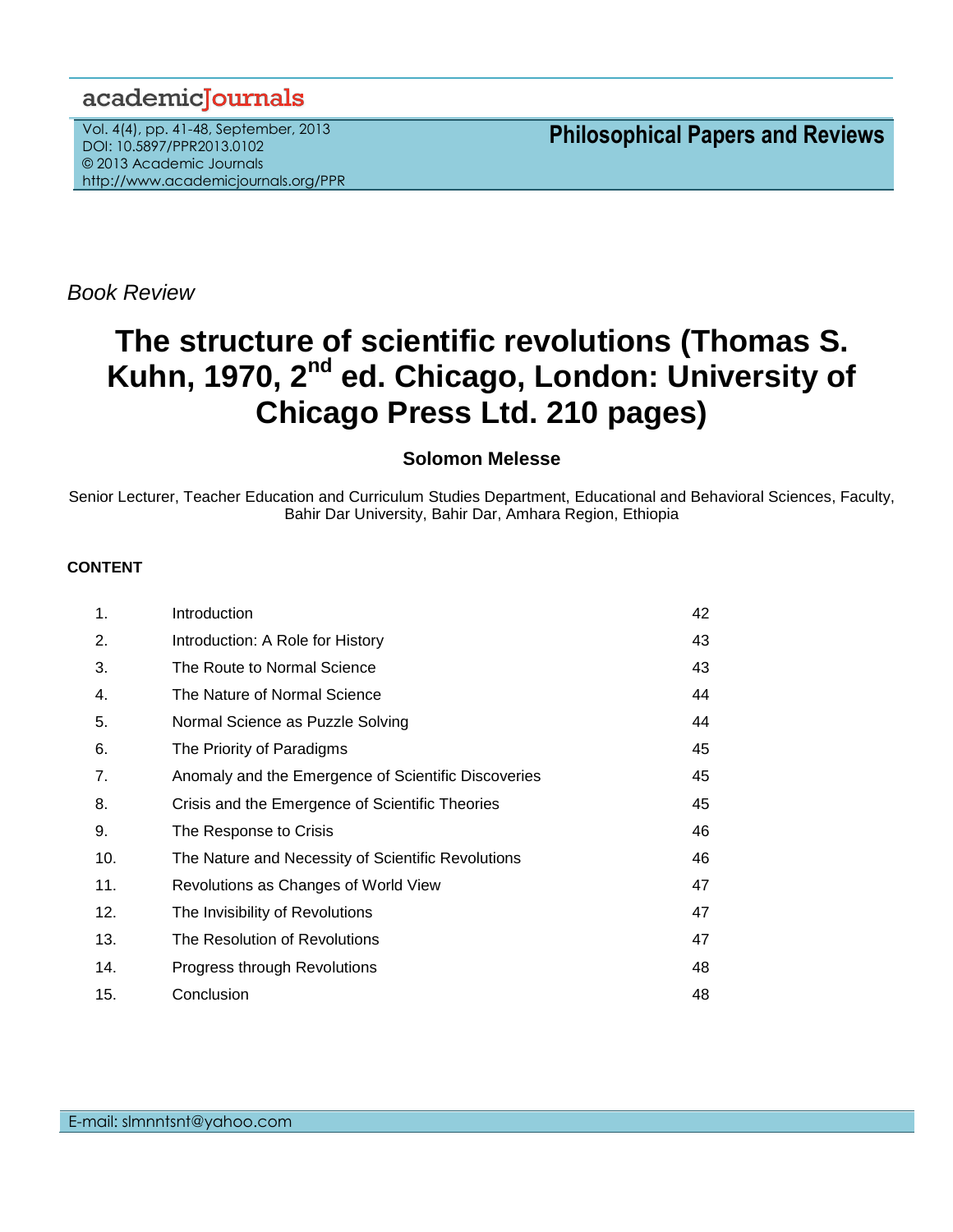*Book Review*

# The structure of scientific revolutions (Thomas S. Kuhn, 1970, 2nd ed. Chicago, London: University of Chicago Press Ltd. 210 pages)

**Solomon Melesse**

Senior Lecturer, Teacher Education and Curriculum Studies Department, Educational and Behavioral Sciences, Faculty, Bahir Dar University, Bahir Dar, Amhara Region, Ethiopia

**CONTENT**

| | | |
|---|---|---|
| 1. | Introduction | 42 |
| 2. | Introduction: A Role for History | 43 |
| 3. | The Route to Normal Science | 43 |
| 4. | The Nature of Normal Science | 44 |
| 5. | Normal Science as Puzzle Solving | 44 |
| 6. | The Priority of Paradigms | 45 |
| 7. | Anomaly and the Emergence of Scientific Discoveries | 45 |
| 8. | Crisis and the Emergence of Scientific Theories | 45 |
| 9. | The Response to Crisis | 46 |
| 10. | The Nature and Necessity of Scientific Revolutions | 46 |
| 11. | Revolutions as Changes of World View | 47 |
| 12. | The Invisibility of Revolutions | 47 |
| 13. | The Resolution of Revolutions | 47 |
| 14. | Progress through Revolutions | 48 |
| 15. | Conclusion | 48 |

E-mail: slmnntsnt@yahoo.com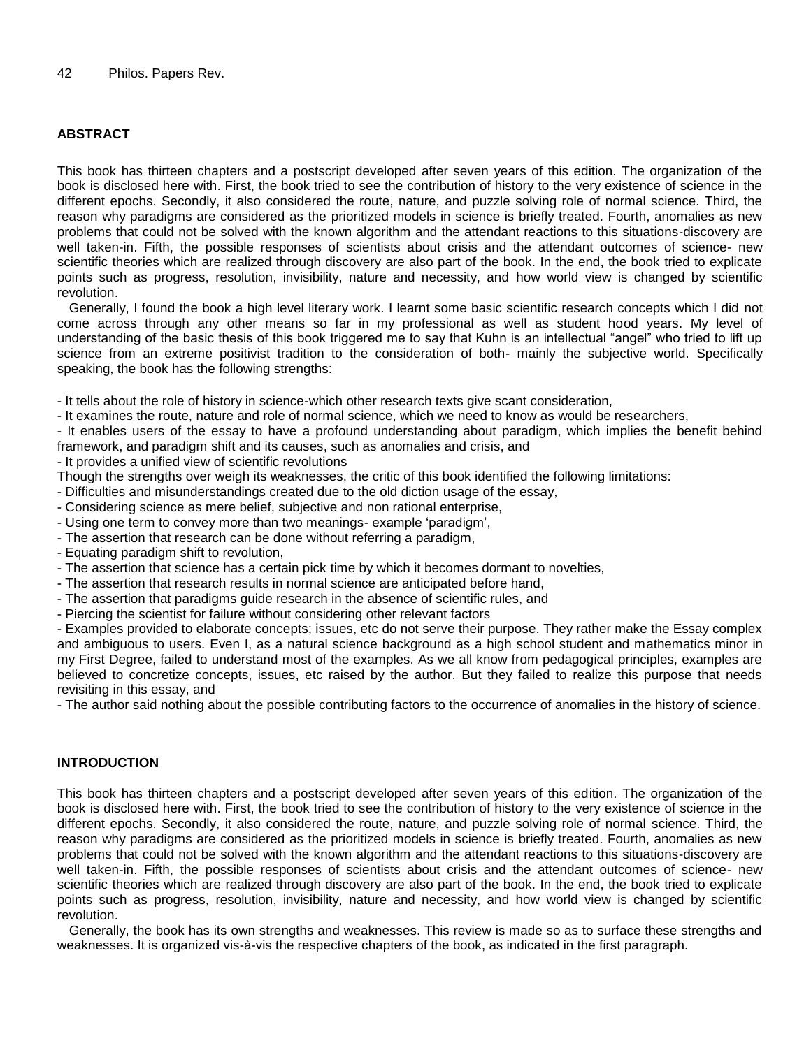## ABSTRACT

This book has thirteen chapters and a postscript developed after seven years of this edition. The organization of the book is disclosed here with. First, the book tried to see the contribution of history to the very existence of science in the different epochs. Secondly, it also considered the route, nature, and puzzle solving role of normal science. Third, the reason why paradigms are considered as the prioritized models in science is briefly treated. Fourth, anomalies as new problems that could not be solved with the known algorithm and the attendant reactions to this situations-discovery are well taken-in. Fifth, the possible responses of scientists about crisis and the attendant outcomes of science- new scientific theories which are realized through discovery are also part of the book. In the end, the book tried to explicate points such as progress, resolution, invisibility, nature and necessity, and how world view is changed by scientific revolution.

Generally, I found the book a high level literary work. I learnt some basic scientific research concepts which I did not come across through any other means so far in my professional as well as student hood years. My level of understanding of the basic thesis of this book triggered me to say that Kuhn is an intellectual "angel" who tried to lift up science from an extreme positivist tradition to the consideration of both- mainly the subjective world. Specifically speaking, the book has the following strengths:

- It tells about the role of history in science-which other research texts give scant consideration,
- It examines the route, nature and role of normal science, which we need to know as would be researchers,
- It enables users of the essay to have a profound understanding about paradigm, which implies the benefit behind framework, and paradigm shift and its causes, such as anomalies and crisis, and
- It provides a unified view of scientific revolutions

Though the strengths over weigh its weaknesses, the critic of this book identified the following limitations:

- Difficulties and misunderstandings created due to the old diction usage of the essay,
- Considering science as mere belief, subjective and non rational enterprise,
- Using one term to convey more than two meanings- example 'paradigm',
- The assertion that research can be done without referring a paradigm,
- Equating paradigm shift to revolution,
- The assertion that science has a certain pick time by which it becomes dormant to novelties,
- The assertion that research results in normal science are anticipated before hand,
- The assertion that paradigms guide research in the absence of scientific rules, and
- Piercing the scientist for failure without considering other relevant factors
- Examples provided to elaborate concepts; issues, etc do not serve their purpose. They rather make the Essay complex and ambiguous to users. Even I, as a natural science background as a high school student and mathematics minor in my First Degree, failed to understand most of the examples. As we all know from pedagogical principles, examples are believed to concretize concepts, issues, etc raised by the author. But they failed to realize this purpose that needs revisiting in this essay, and
- The author said nothing about the possible contributing factors to the occurrence of anomalies in the history of science.

## INTRODUCTION

This book has thirteen chapters and a postscript developed after seven years of this edition. The organization of the book is disclosed here with. First, the book tried to see the contribution of history to the very existence of science in the different epochs. Secondly, it also considered the route, nature, and puzzle solving role of normal science. Third, the reason why paradigms are considered as the prioritized models in science is briefly treated. Fourth, anomalies as new problems that could not be solved with the known algorithm and the attendant reactions to this situations-discovery are well taken-in. Fifth, the possible responses of scientists about crisis and the attendant outcomes of science- new scientific theories which are realized through discovery are also part of the book. In the end, the book tried to explicate points such as progress, resolution, invisibility, nature and necessity, and how world view is changed by scientific revolution.

Generally, the book has its own strengths and weaknesses. This review is made so as to surface these strengths and weaknesses. It is organized vis-à-vis the respective chapters of the book, as indicated in the first paragraph.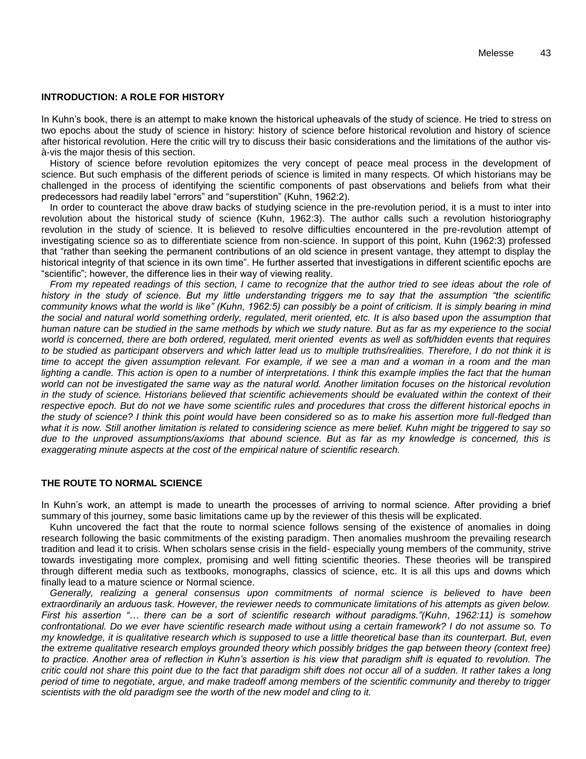## INTRODUCTION: A ROLE FOR HISTORY

In Kuhn's book, there is an attempt to make known the historical upheavals of the study of science. He tried to stress on two epochs about the study of science in history: history of science before historical revolution and history of science after historical revolution. Here the critic will try to discuss their basic considerations and the limitations of the author vis-à-vis the major thesis of this section.

History of science before revolution epitomizes the very concept of peace meal process in the development of science. But such emphasis of the different periods of science is limited in many respects. Of which historians may be challenged in the process of identifying the scientific components of past observations and beliefs from what their predecessors had readily label "errors" and "superstition" (Kuhn, 1962:2).

In order to counteract the above draw backs of studying science in the pre-revolution period, it is a must to inter into revolution about the historical study of science (Kuhn, 1962:3). The author calls such a revolution historiography revolution in the study of science. It is believed to resolve difficulties encountered in the pre-revolution attempt of investigating science so as to differentiate science from non-science. In support of this point, Kuhn (1962:3) professed that "rather than seeking the permanent contributions of an old science in present vantage, they attempt to display the historical integrity of that science in its own time". He further asserted that investigations in different scientific epochs are "scientific"; however, the difference lies in their way of viewing reality.

*From my repeated readings of this section, I came to recognize that the author tried to see ideas about the role of history in the study of science. But my little understanding triggers me to say that the assumption "the scientific community knows what the world is like" (Kuhn, 1962:5) can possibly be a point of criticism. It is simply bearing in mind the social and natural world something orderly, regulated, merit oriented, etc. It is also based upon the assumption that human nature can be studied in the same methods by which we study nature. But as far as my experience to the social world is concerned, there are both ordered, regulated, merit oriented events as well as soft/hidden events that requires to be studied as participant observers and which latter lead us to multiple truths/realities. Therefore, I do not think it is time to accept the given assumption relevant. For example, if we see a man and a woman in a room and the man lighting a candle. This action is open to a number of interpretations. I think this example implies the fact that the human world can not be investigated the same way as the natural world. Another limitation focuses on the historical revolution in the study of science. Historians believed that scientific achievements should be evaluated within the context of their respective epoch. But do not we have some scientific rules and procedures that cross the different historical epochs in the study of science? I think this point would have been considered so as to make his assertion more full-fledged than what it is now. Still another limitation is related to considering science as mere belief. Kuhn might be triggered to say so due to the unproved assumptions/axioms that abound science. But as far as my knowledge is concerned, this is exaggerating minute aspects at the cost of the empirical nature of scientific research.*

## THE ROUTE TO NORMAL SCIENCE

In Kuhn's work, an attempt is made to unearth the processes of arriving to normal science. After providing a brief summary of this journey, some basic limitations came up by the reviewer of this thesis will be explicated.

Kuhn uncovered the fact that the route to normal science follows sensing of the existence of anomalies in doing research following the basic commitments of the existing paradigm. Then anomalies mushroom the prevailing research tradition and lead it to crisis. When scholars sense crisis in the field- especially young members of the community, strive towards investigating more complex, promising and well fitting scientific theories. These theories will be transpired through different media such as textbooks, monographs, classics of science, etc. It is all this ups and downs which finally lead to a mature science or Normal science.

*Generally, realizing a general consensus upon commitments of normal science is believed to have been extraordinarily an arduous task. However, the reviewer needs to communicate limitations of his attempts as given below. First his assertion "… there can be a sort of scientific research without paradigms."(Kuhn, 1962:11) is somehow confrontational. Do we ever have scientific research made without using a certain framework? I do not assume so. To my knowledge, it is qualitative research which is supposed to use a little theoretical base than its counterpart. But, even the extreme qualitative research employs grounded theory which possibly bridges the gap between theory (context free) to practice. Another area of reflection in Kuhn's assertion is his view that paradigm shift is equated to revolution. The critic could not share this point due to the fact that paradigm shift does not occur all of a sudden. It rather takes a long period of time to negotiate, argue, and make tradeoff among members of the scientific community and thereby to trigger scientists with the old paradigm see the worth of the new model and cling to it.*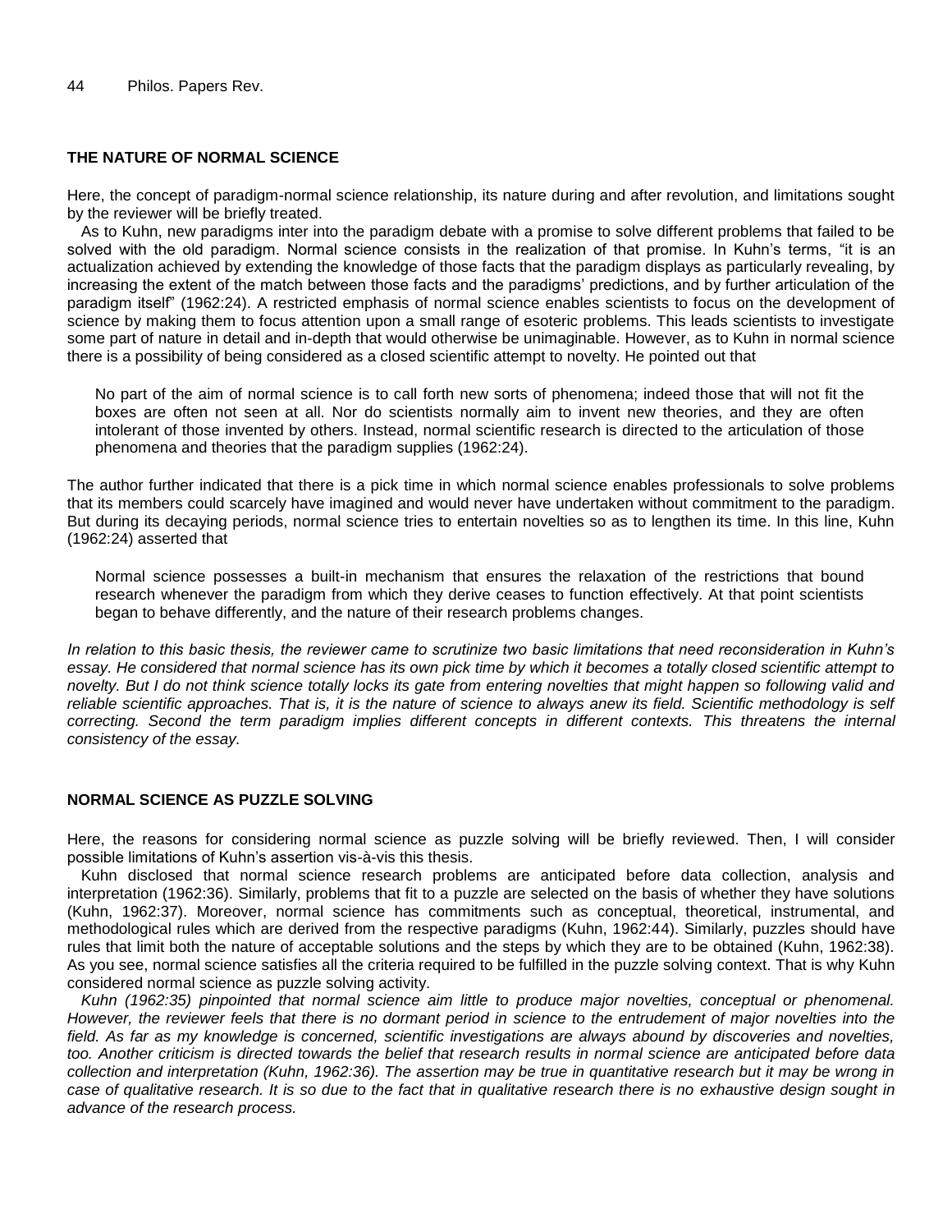## THE NATURE OF NORMAL SCIENCE

Here, the concept of paradigm-normal science relationship, its nature during and after revolution, and limitations sought by the reviewer will be briefly treated.

As to Kuhn, new paradigms inter into the paradigm debate with a promise to solve different problems that failed to be solved with the old paradigm. Normal science consists in the realization of that promise. In Kuhn's terms, "it is an actualization achieved by extending the knowledge of those facts that the paradigm displays as particularly revealing, by increasing the extent of the match between those facts and the paradigms' predictions, and by further articulation of the paradigm itself" (1962:24). A restricted emphasis of normal science enables scientists to focus on the development of science by making them to focus attention upon a small range of esoteric problems. This leads scientists to investigate some part of nature in detail and in-depth that would otherwise be unimaginable. However, as to Kuhn in normal science there is a possibility of being considered as a closed scientific attempt to novelty. He pointed out that

> No part of the aim of normal science is to call forth new sorts of phenomena; indeed those that will not fit the boxes are often not seen at all. Nor do scientists normally aim to invent new theories, and they are often intolerant of those invented by others. Instead, normal scientific research is directed to the articulation of those phenomena and theories that the paradigm supplies (1962:24).

The author further indicated that there is a pick time in which normal science enables professionals to solve problems that its members could scarcely have imagined and would never have undertaken without commitment to the paradigm. But during its decaying periods, normal science tries to entertain novelties so as to lengthen its time. In this line, Kuhn (1962:24) asserted that

> Normal science possesses a built-in mechanism that ensures the relaxation of the restrictions that bound research whenever the paradigm from which they derive ceases to function effectively. At that point scientists began to behave differently, and the nature of their research problems changes.

*In relation to this basic thesis, the reviewer came to scrutinize two basic limitations that need reconsideration in Kuhn's essay. He considered that normal science has its own pick time by which it becomes a totally closed scientific attempt to novelty. But I do not think science totally locks its gate from entering novelties that might happen so following valid and reliable scientific approaches. That is, it is the nature of science to always anew its field. Scientific methodology is self correcting. Second the term paradigm implies different concepts in different contexts. This threatens the internal consistency of the essay.*

## NORMAL SCIENCE AS PUZZLE SOLVING

Here, the reasons for considering normal science as puzzle solving will be briefly reviewed. Then, I will consider possible limitations of Kuhn's assertion vis-à-vis this thesis.

Kuhn disclosed that normal science research problems are anticipated before data collection, analysis and interpretation (1962:36). Similarly, problems that fit to a puzzle are selected on the basis of whether they have solutions (Kuhn, 1962:37). Moreover, normal science has commitments such as conceptual, theoretical, instrumental, and methodological rules which are derived from the respective paradigms (Kuhn, 1962:44). Similarly, puzzles should have rules that limit both the nature of acceptable solutions and the steps by which they are to be obtained (Kuhn, 1962:38). As you see, normal science satisfies all the criteria required to be fulfilled in the puzzle solving context. That is why Kuhn considered normal science as puzzle solving activity.

*Kuhn (1962:35) pinpointed that normal science aim little to produce major novelties, conceptual or phenomenal. However, the reviewer feels that there is no dormant period in science to the entrudement of major novelties into the field. As far as my knowledge is concerned, scientific investigations are always abound by discoveries and novelties, too. Another criticism is directed towards the belief that research results in normal science are anticipated before data collection and interpretation (Kuhn, 1962:36). The assertion may be true in quantitative research but it may be wrong in case of qualitative research. It is so due to the fact that in qualitative research there is no exhaustive design sought in advance of the research process.*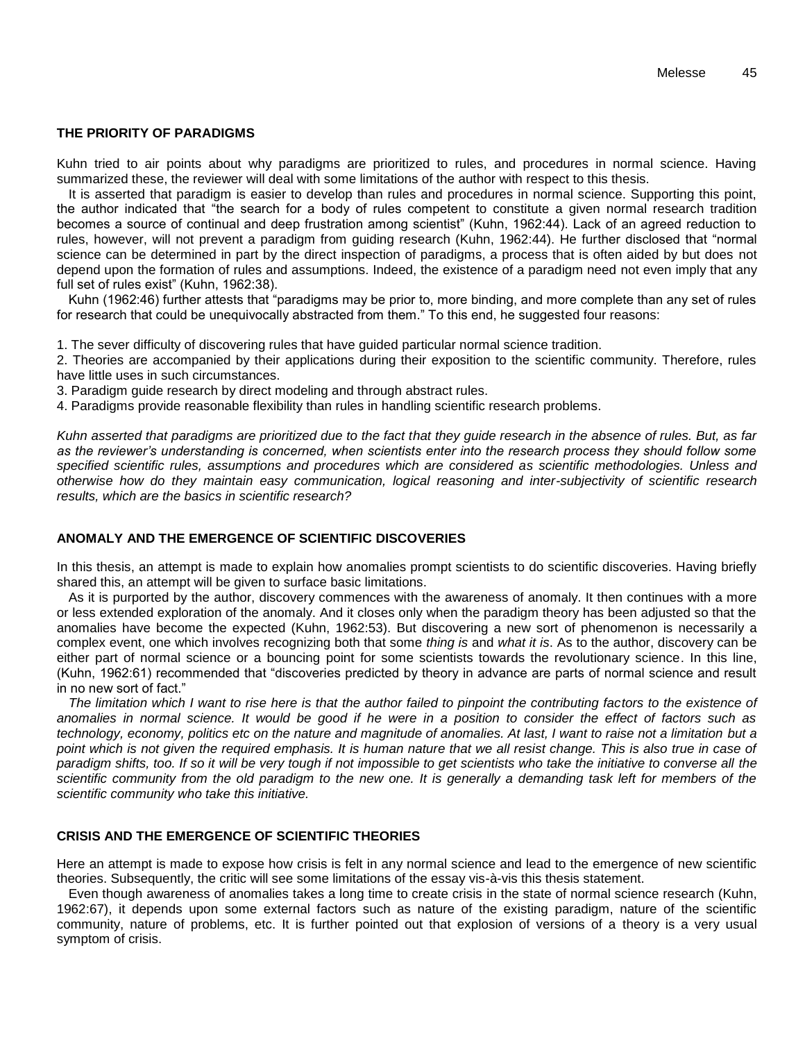## THE PRIORITY OF PARADIGMS

Kuhn tried to air points about why paradigms are prioritized to rules, and procedures in normal science. Having summarized these, the reviewer will deal with some limitations of the author with respect to this thesis.

It is asserted that paradigm is easier to develop than rules and procedures in normal science. Supporting this point, the author indicated that "the search for a body of rules competent to constitute a given normal research tradition becomes a source of continual and deep frustration among scientist" (Kuhn, 1962:44). Lack of an agreed reduction to rules, however, will not prevent a paradigm from guiding research (Kuhn, 1962:44). He further disclosed that "normal science can be determined in part by the direct inspection of paradigms, a process that is often aided by but does not depend upon the formation of rules and assumptions. Indeed, the existence of a paradigm need not even imply that any full set of rules exist" (Kuhn, 1962:38).

Kuhn (1962:46) further attests that "paradigms may be prior to, more binding, and more complete than any set of rules for research that could be unequivocally abstracted from them." To this end, he suggested four reasons:

1. The sever difficulty of discovering rules that have guided particular normal science tradition.
2. Theories are accompanied by their applications during their exposition to the scientific community. Therefore, rules have little uses in such circumstances.
3. Paradigm guide research by direct modeling and through abstract rules.
4. Paradigms provide reasonable flexibility than rules in handling scientific research problems.

*Kuhn asserted that paradigms are prioritized due to the fact that they guide research in the absence of rules. But, as far as the reviewer's understanding is concerned, when scientists enter into the research process they should follow some specified scientific rules, assumptions and procedures which are considered as scientific methodologies. Unless and otherwise how do they maintain easy communication, logical reasoning and inter-subjectivity of scientific research results, which are the basics in scientific research?*

## ANOMALY AND THE EMERGENCE OF SCIENTIFIC DISCOVERIES

In this thesis, an attempt is made to explain how anomalies prompt scientists to do scientific discoveries. Having briefly shared this, an attempt will be given to surface basic limitations.

As it is purported by the author, discovery commences with the awareness of anomaly. It then continues with a more or less extended exploration of the anomaly. And it closes only when the paradigm theory has been adjusted so that the anomalies have become the expected (Kuhn, 1962:53). But discovering a new sort of phenomenon is necessarily a complex event, one which involves recognizing both that some *thing is* and *what it is*. As to the author, discovery can be either part of normal science or a bouncing point for some scientists towards the revolutionary science. In this line, (Kuhn, 1962:61) recommended that "discoveries predicted by theory in advance are parts of normal science and result in no new sort of fact."

*The limitation which I want to rise here is that the author failed to pinpoint the contributing factors to the existence of anomalies in normal science. It would be good if he were in a position to consider the effect of factors such as technology, economy, politics etc on the nature and magnitude of anomalies. At last, I want to raise not a limitation but a point which is not given the required emphasis. It is human nature that we all resist change. This is also true in case of paradigm shifts, too. If so it will be very tough if not impossible to get scientists who take the initiative to converse all the scientific community from the old paradigm to the new one. It is generally a demanding task left for members of the scientific community who take this initiative.*

## CRISIS AND THE EMERGENCE OF SCIENTIFIC THEORIES

Here an attempt is made to expose how crisis is felt in any normal science and lead to the emergence of new scientific theories. Subsequently, the critic will see some limitations of the essay vis-à-vis this thesis statement.

Even though awareness of anomalies takes a long time to create crisis in the state of normal science research (Kuhn, 1962:67), it depends upon some external factors such as nature of the existing paradigm, nature of the scientific community, nature of problems, etc. It is further pointed out that explosion of versions of a theory is a very usual symptom of crisis.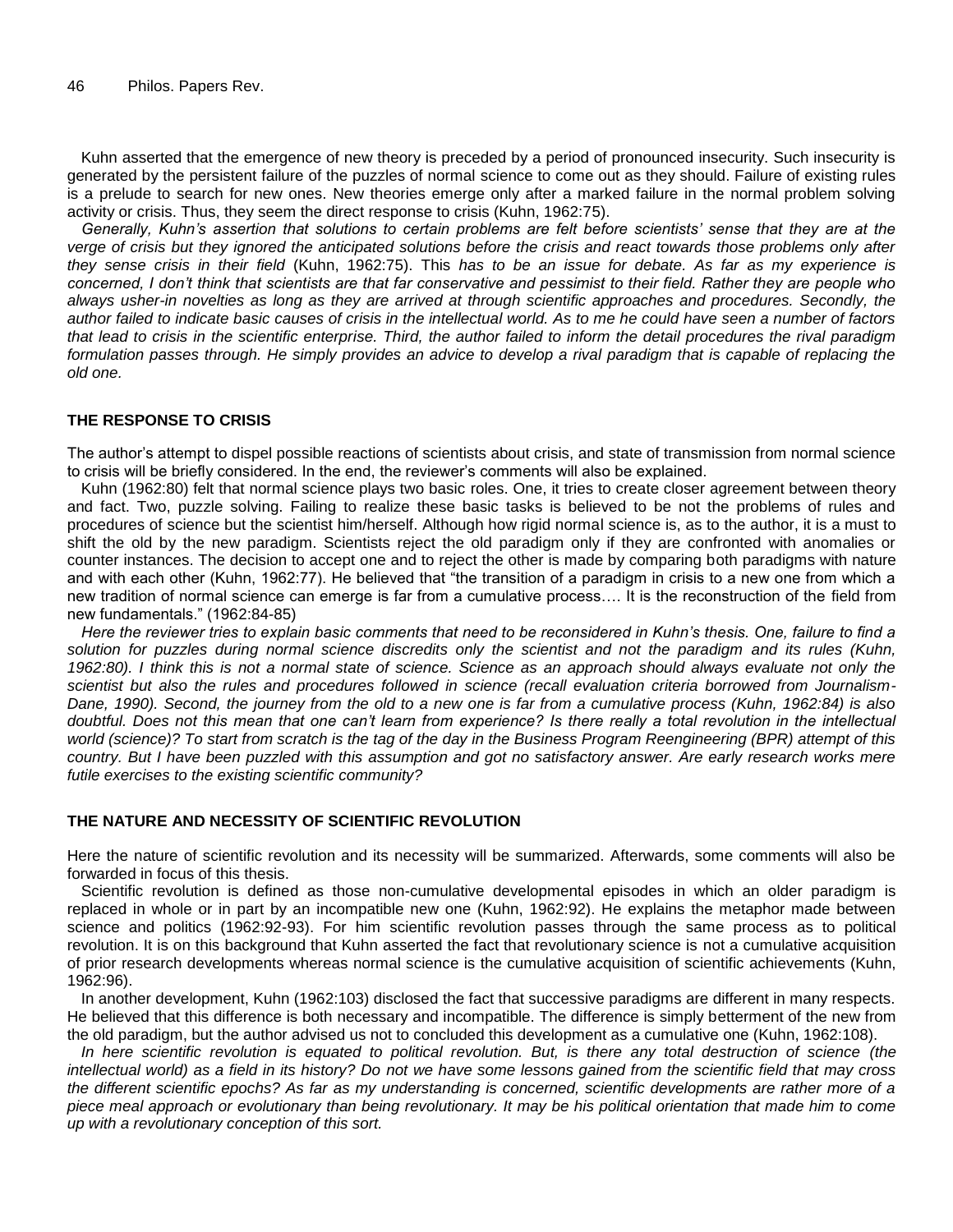Kuhn asserted that the emergence of new theory is preceded by a period of pronounced insecurity. Such insecurity is generated by the persistent failure of the puzzles of normal science to come out as they should. Failure of existing rules is a prelude to search for new ones. New theories emerge only after a marked failure in the normal problem solving activity or crisis. Thus, they seem the direct response to crisis (Kuhn, 1962:75).

*Generally, Kuhn's assertion that solutions to certain problems are felt before scientists' sense that they are at the verge of crisis but they ignored the anticipated solutions before the crisis and react towards those problems only after they sense crisis in their field* (Kuhn, 1962:75). This *has to be an issue for debate. As far as my experience is concerned, I don't think that scientists are that far conservative and pessimist to their field. Rather they are people who always usher-in novelties as long as they are arrived at through scientific approaches and procedures. Secondly, the author failed to indicate basic causes of crisis in the intellectual world. As to me he could have seen a number of factors that lead to crisis in the scientific enterprise. Third, the author failed to inform the detail procedures the rival paradigm formulation passes through. He simply provides an advice to develop a rival paradigm that is capable of replacing the old one.*

## THE RESPONSE TO CRISIS

The author's attempt to dispel possible reactions of scientists about crisis, and state of transmission from normal science to crisis will be briefly considered. In the end, the reviewer's comments will also be explained.

Kuhn (1962:80) felt that normal science plays two basic roles. One, it tries to create closer agreement between theory and fact. Two, puzzle solving. Failing to realize these basic tasks is believed to be not the problems of rules and procedures of science but the scientist him/herself. Although how rigid normal science is, as to the author, it is a must to shift the old by the new paradigm. Scientists reject the old paradigm only if they are confronted with anomalies or counter instances. The decision to accept one and to reject the other is made by comparing both paradigms with nature and with each other (Kuhn, 1962:77). He believed that "the transition of a paradigm in crisis to a new one from which a new tradition of normal science can emerge is far from a cumulative process…. It is the reconstruction of the field from new fundamentals." (1962:84-85)

*Here the reviewer tries to explain basic comments that need to be reconsidered in Kuhn's thesis. One, failure to find a solution for puzzles during normal science discredits only the scientist and not the paradigm and its rules (Kuhn, 1962:80). I think this is not a normal state of science. Science as an approach should always evaluate not only the scientist but also the rules and procedures followed in science (recall evaluation criteria borrowed from Journalism-Dane, 1990). Second, the journey from the old to a new one is far from a cumulative process (Kuhn, 1962:84) is also doubtful. Does not this mean that one can't learn from experience? Is there really a total revolution in the intellectual world (science)? To start from scratch is the tag of the day in the Business Program Reengineering (BPR) attempt of this country. But I have been puzzled with this assumption and got no satisfactory answer. Are early research works mere futile exercises to the existing scientific community?*

## THE NATURE AND NECESSITY OF SCIENTIFIC REVOLUTION

Here the nature of scientific revolution and its necessity will be summarized. Afterwards, some comments will also be forwarded in focus of this thesis.

Scientific revolution is defined as those non-cumulative developmental episodes in which an older paradigm is replaced in whole or in part by an incompatible new one (Kuhn, 1962:92). He explains the metaphor made between science and politics (1962:92-93). For him scientific revolution passes through the same process as to political revolution. It is on this background that Kuhn asserted the fact that revolutionary science is not a cumulative acquisition of prior research developments whereas normal science is the cumulative acquisition of scientific achievements (Kuhn, 1962:96).

In another development, Kuhn (1962:103) disclosed the fact that successive paradigms are different in many respects. He believed that this difference is both necessary and incompatible. The difference is simply betterment of the new from the old paradigm, but the author advised us not to concluded this development as a cumulative one (Kuhn, 1962:108).

*In here scientific revolution is equated to political revolution. But, is there any total destruction of science (the intellectual world) as a field in its history? Do not we have some lessons gained from the scientific field that may cross the different scientific epochs? As far as my understanding is concerned, scientific developments are rather more of a piece meal approach or evolutionary than being revolutionary. It may be his political orientation that made him to come up with a revolutionary conception of this sort.*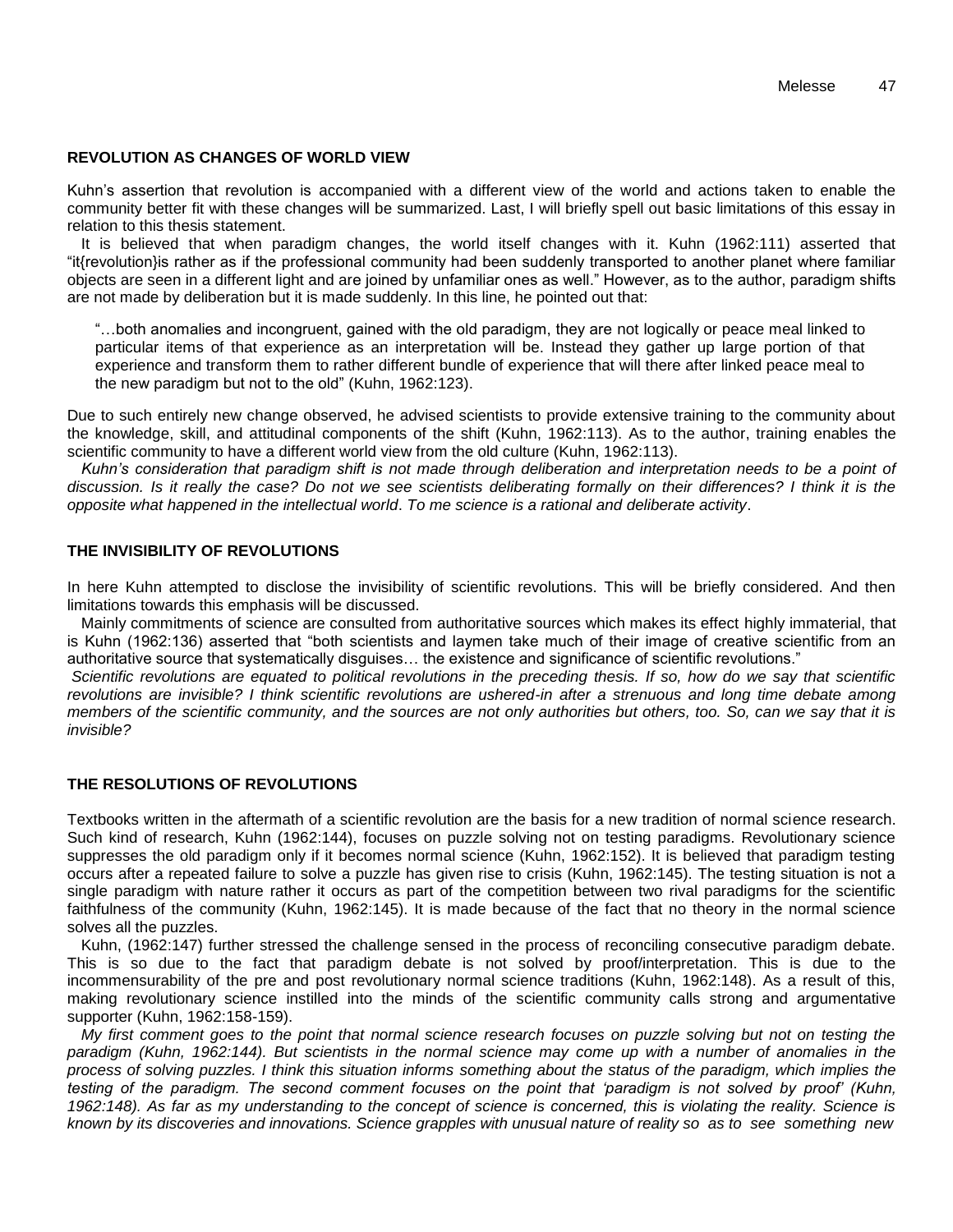## REVOLUTION AS CHANGES OF WORLD VIEW

Kuhn's assertion that revolution is accompanied with a different view of the world and actions taken to enable the community better fit with these changes will be summarized. Last, I will briefly spell out basic limitations of this essay in relation to this thesis statement.

It is believed that when paradigm changes, the world itself changes with it. Kuhn (1962:111) asserted that "it{revolution}is rather as if the professional community had been suddenly transported to another planet where familiar objects are seen in a different light and are joined by unfamiliar ones as well." However, as to the author, paradigm shifts are not made by deliberation but it is made suddenly. In this line, he pointed out that:

> "…both anomalies and incongruent, gained with the old paradigm, they are not logically or peace meal linked to particular items of that experience as an interpretation will be. Instead they gather up large portion of that experience and transform them to rather different bundle of experience that will there after linked peace meal to the new paradigm but not to the old" (Kuhn, 1962:123).

Due to such entirely new change observed, he advised scientists to provide extensive training to the community about the knowledge, skill, and attitudinal components of the shift (Kuhn, 1962:113). As to the author, training enables the scientific community to have a different world view from the old culture (Kuhn, 1962:113).

*Kuhn's consideration that paradigm shift is not made through deliberation and interpretation needs to be a point of discussion. Is it really the case? Do not we see scientists deliberating formally on their differences? I think it is the opposite what happened in the intellectual world. To me science is a rational and deliberate activity.*

## THE INVISIBILITY OF REVOLUTIONS

In here Kuhn attempted to disclose the invisibility of scientific revolutions. This will be briefly considered. And then limitations towards this emphasis will be discussed.

Mainly commitments of science are consulted from authoritative sources which makes its effect highly immaterial, that is Kuhn (1962:136) asserted that "both scientists and laymen take much of their image of creative scientific from an authoritative source that systematically disguises… the existence and significance of scientific revolutions."

*Scientific revolutions are equated to political revolutions in the preceding thesis. If so, how do we say that scientific revolutions are invisible? I think scientific revolutions are ushered-in after a strenuous and long time debate among members of the scientific community, and the sources are not only authorities but others, too. So, can we say that it is invisible?*

## THE RESOLUTIONS OF REVOLUTIONS

Textbooks written in the aftermath of a scientific revolution are the basis for a new tradition of normal science research. Such kind of research, Kuhn (1962:144), focuses on puzzle solving not on testing paradigms. Revolutionary science suppresses the old paradigm only if it becomes normal science (Kuhn, 1962:152). It is believed that paradigm testing occurs after a repeated failure to solve a puzzle has given rise to crisis (Kuhn, 1962:145). The testing situation is not a single paradigm with nature rather it occurs as part of the competition between two rival paradigms for the scientific faithfulness of the community (Kuhn, 1962:145). It is made because of the fact that no theory in the normal science solves all the puzzles.

Kuhn, (1962:147) further stressed the challenge sensed in the process of reconciling consecutive paradigm debate. This is so due to the fact that paradigm debate is not solved by proof/interpretation. This is due to the incommensurability of the pre and post revolutionary normal science traditions (Kuhn, 1962:148). As a result of this, making revolutionary science instilled into the minds of the scientific community calls strong and argumentative supporter (Kuhn, 1962:158-159).

*My first comment goes to the point that normal science research focuses on puzzle solving but not on testing the paradigm (Kuhn, 1962:144). But scientists in the normal science may come up with a number of anomalies in the process of solving puzzles. I think this situation informs something about the status of the paradigm, which implies the testing of the paradigm. The second comment focuses on the point that 'paradigm is not solved by proof' (Kuhn, 1962:148). As far as my understanding to the concept of science is concerned, this is violating the reality. Science is known by its discoveries and innovations. Science grapples with unusual nature of reality so as to see something new*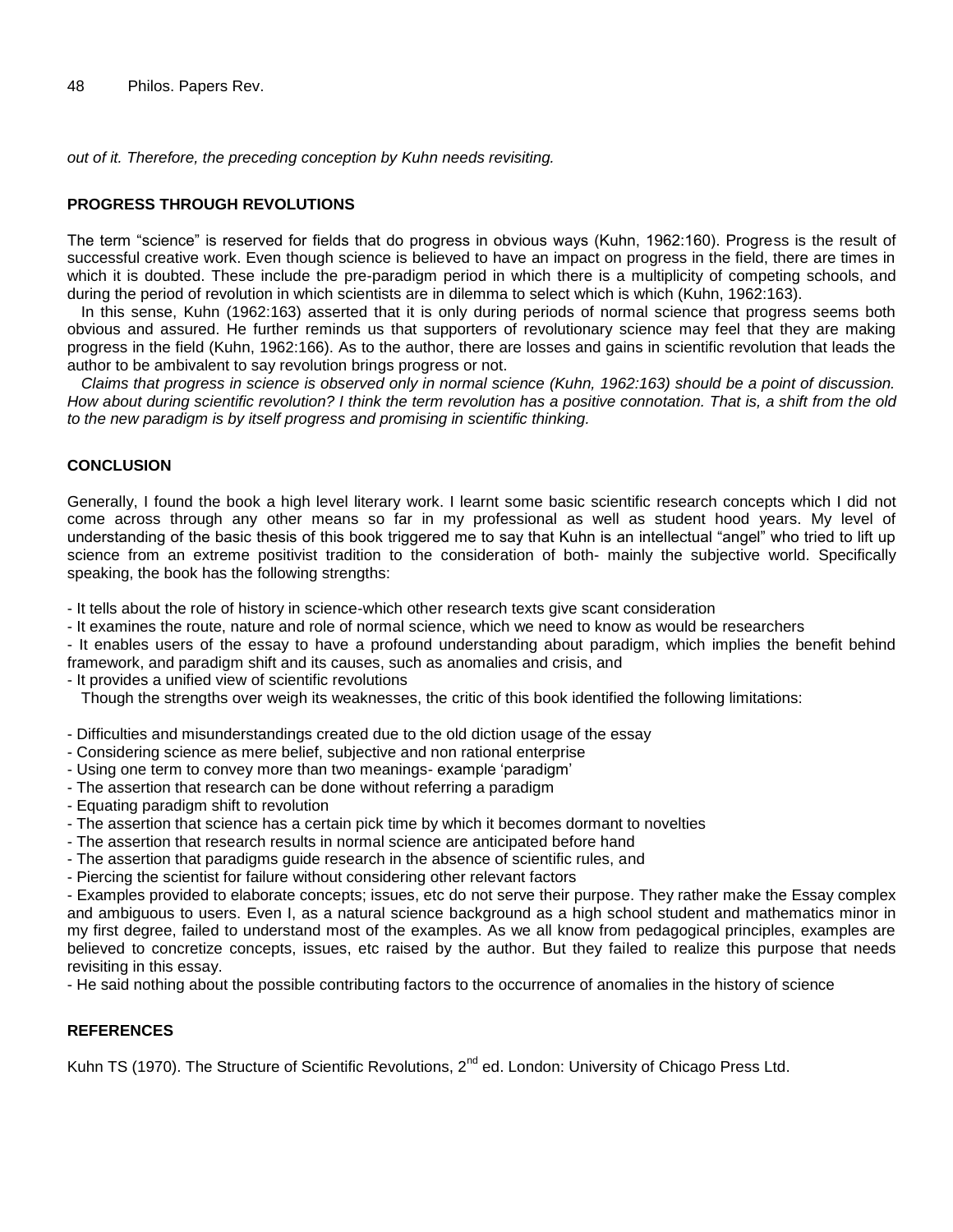*out of it. Therefore, the preceding conception by Kuhn needs revisiting.*

## PROGRESS THROUGH REVOLUTIONS

The term "science" is reserved for fields that do progress in obvious ways (Kuhn, 1962:160). Progress is the result of successful creative work. Even though science is believed to have an impact on progress in the field, there are times in which it is doubted. These include the pre-paradigm period in which there is a multiplicity of competing schools, and during the period of revolution in which scientists are in dilemma to select which is which (Kuhn, 1962:163).

In this sense, Kuhn (1962:163) asserted that it is only during periods of normal science that progress seems both obvious and assured. He further reminds us that supporters of revolutionary science may feel that they are making progress in the field (Kuhn, 1962:166). As to the author, there are losses and gains in scientific revolution that leads the author to be ambivalent to say revolution brings progress or not.

*Claims that progress in science is observed only in normal science (Kuhn, 1962:163) should be a point of discussion. How about during scientific revolution? I think the term revolution has a positive connotation. That is, a shift from the old to the new paradigm is by itself progress and promising in scientific thinking.*

## CONCLUSION

Generally, I found the book a high level literary work. I learnt some basic scientific research concepts which I did not come across through any other means so far in my professional as well as student hood years. My level of understanding of the basic thesis of this book triggered me to say that Kuhn is an intellectual "angel" who tried to lift up science from an extreme positivist tradition to the consideration of both- mainly the subjective world. Specifically speaking, the book has the following strengths:

- It tells about the role of history in science-which other research texts give scant consideration
- It examines the route, nature and role of normal science, which we need to know as would be researchers
- It enables users of the essay to have a profound understanding about paradigm, which implies the benefit behind framework, and paradigm shift and its causes, such as anomalies and crisis, and
- It provides a unified view of scientific revolutions

Though the strengths over weigh its weaknesses, the critic of this book identified the following limitations:

- Difficulties and misunderstandings created due to the old diction usage of the essay
- Considering science as mere belief, subjective and non rational enterprise
- Using one term to convey more than two meanings- example 'paradigm'
- The assertion that research can be done without referring a paradigm
- Equating paradigm shift to revolution
- The assertion that science has a certain pick time by which it becomes dormant to novelties
- The assertion that research results in normal science are anticipated before hand
- The assertion that paradigms guide research in the absence of scientific rules, and
- Piercing the scientist for failure without considering other relevant factors
- Examples provided to elaborate concepts; issues, etc do not serve their purpose. They rather make the Essay complex and ambiguous to users. Even I, as a natural science background as a high school student and mathematics minor in my first degree, failed to understand most of the examples. As we all know from pedagogical principles, examples are believed to concretize concepts, issues, etc raised by the author. But they failed to realize this purpose that needs revisiting in this essay.
- He said nothing about the possible contributing factors to the occurrence of anomalies in the history of science

## REFERENCES

Kuhn TS (1970). The Structure of Scientific Revolutions, 2nd ed. London: University of Chicago Press Ltd.